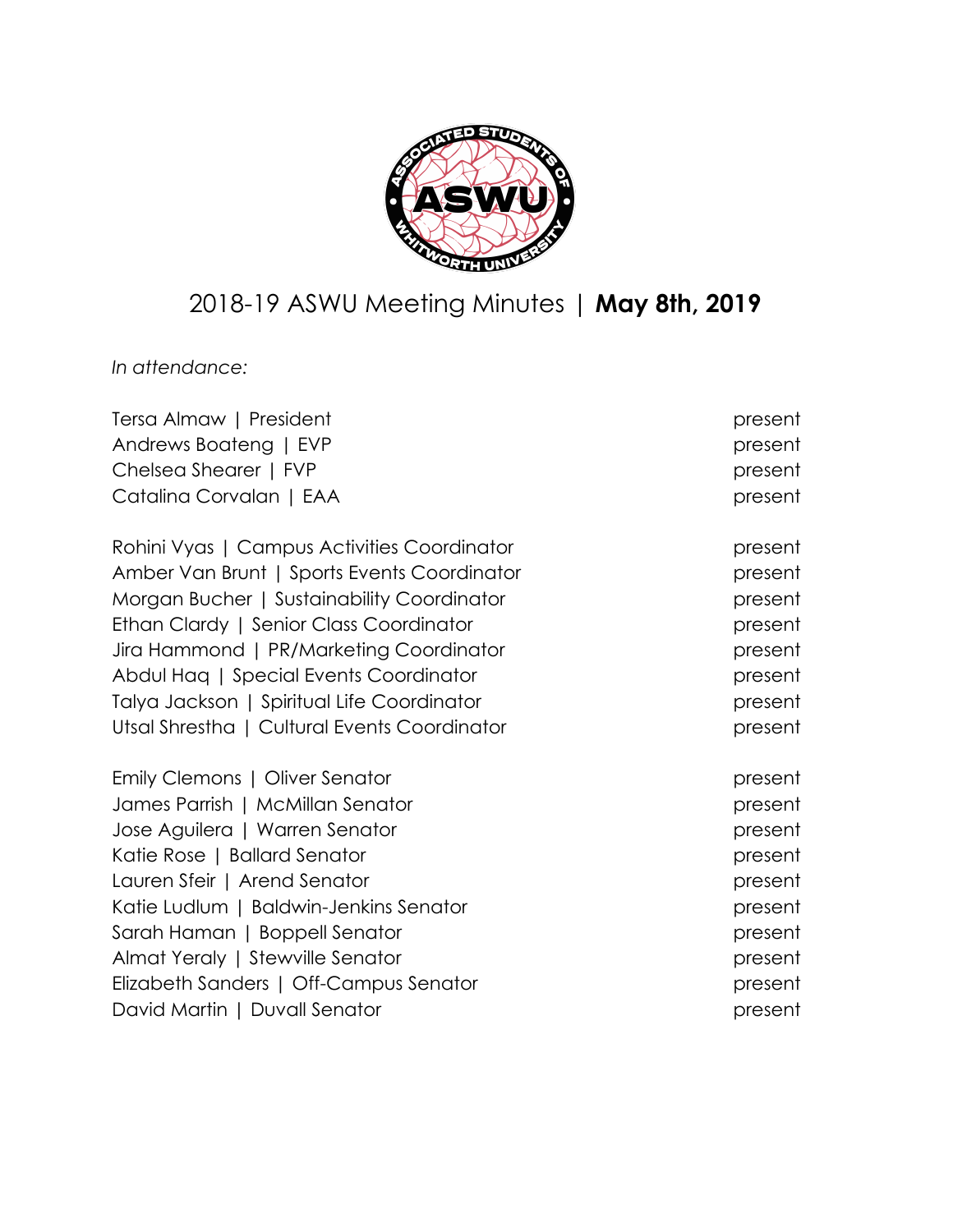# 2018-19 ASWU Meeting Minutes | **May 8th, 2019**

*In attendance:*

| | |
|---|---|
| Tersa Almaw \| President | present |
| Andrews Boateng \| EVP | present |
| Chelsea Shearer \| FVP | present |
| Catalina Corvalan \| EAA | present |
| | |
| Rohini Vyas \| Campus Activities Coordinator | present |
| Amber Van Brunt \| Sports Events Coordinator | present |
| Morgan Bucher \| Sustainability Coordinator | present |
| Ethan Clardy \| Senior Class Coordinator | present |
| Jira Hammond \| PR/Marketing Coordinator | present |
| Abdul Haq \| Special Events Coordinator | present |
| Talya Jackson \| Spiritual Life Coordinator | present |
| Utsal Shrestha \| Cultural Events Coordinator | present |
| | |
| Emily Clemons \| Oliver Senator | present |
| James Parrish \| McMillan Senator | present |
| Jose Aguilera \| Warren Senator | present |
| Katie Rose \| Ballard Senator | present |
| Lauren Sfeir \| Arend Senator | present |
| Katie Ludlum \| Baldwin-Jenkins Senator | present |
| Sarah Haman \| Boppell Senator | present |
| Almat Yeraly \| Stewville Senator | present |
| Elizabeth Sanders \| Off-Campus Senator | present |
| David Martin \| Duvall Senator | present |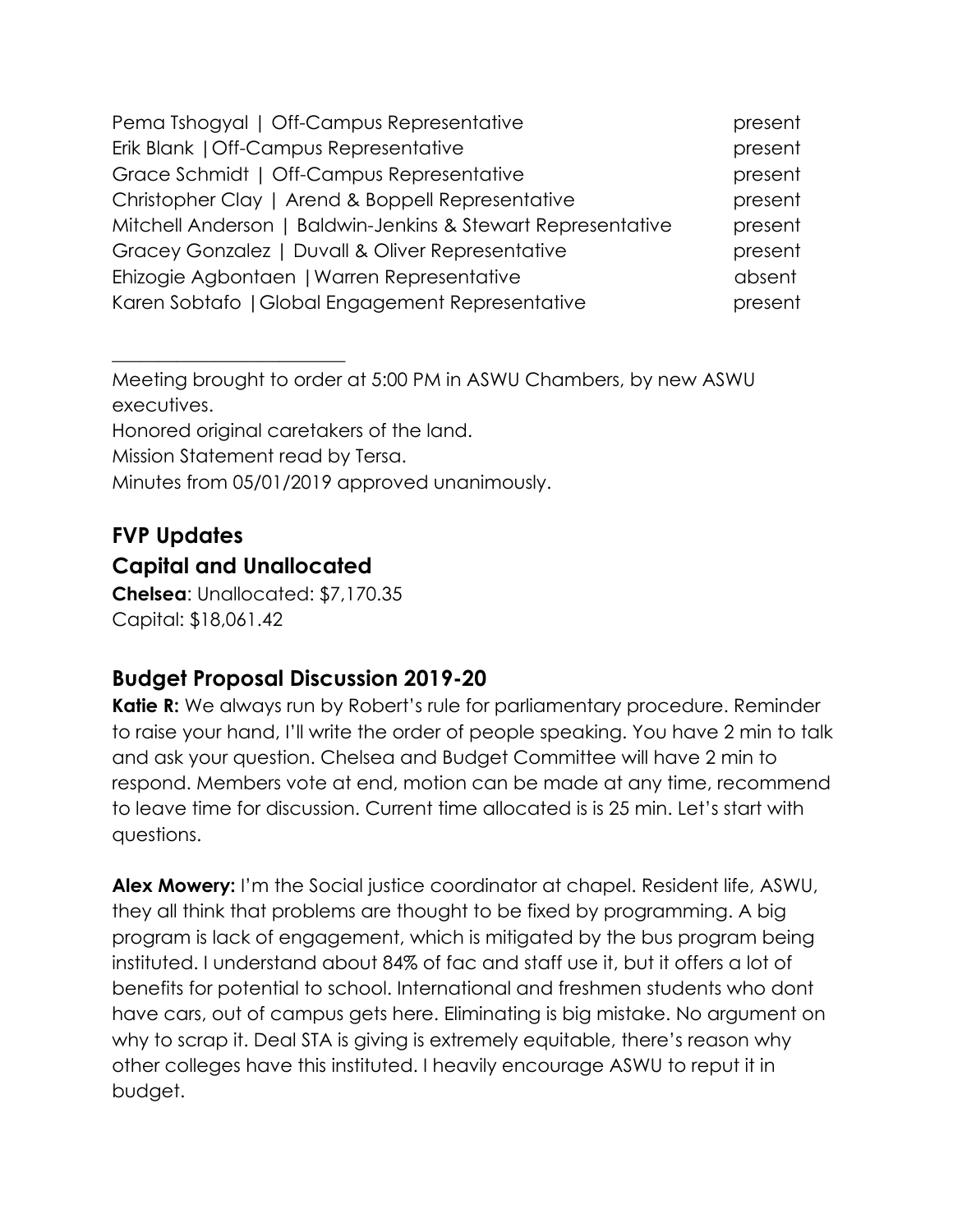| | |
|---|---|
| Pema Tshogyal \| Off-Campus Representative | present |
| Erik Blank \|Off-Campus Representative | present |
| Grace Schmidt \| Off-Campus Representative | present |
| Christopher Clay \| Arend & Boppell Representative | present |
| Mitchell Anderson \| Baldwin-Jenkins & Stewart Representative | present |
| Gracey Gonzalez \| Duvall & Oliver Representative | present |
| Ehizogie Agbontaen \|Warren Representative | absent |
| Karen Sobtafo \|Global Engagement Representative | present |

---

Meeting brought to order at 5:00 PM in ASWU Chambers, by new ASWU executives.
Honored original caretakers of the land.
Mission Statement read by Tersa.
Minutes from 05/01/2019 approved unanimously.

## FVP Updates

## Capital and Unallocated

**Chelsea**: Unallocated: $7,170.35
Capital: $18,061.42

## Budget Proposal Discussion 2019-20

**Katie R:** We always run by Robert's rule for parliamentary procedure. Reminder to raise your hand, I'll write the order of people speaking. You have 2 min to talk and ask your question. Chelsea and Budget Committee will have 2 min to respond. Members vote at end, motion can be made at any time, recommend to leave time for discussion. Current time allocated is is 25 min. Let's start with questions.

**Alex Mowery:** I'm the Social justice coordinator at chapel. Resident life, ASWU, they all think that problems are thought to be fixed by programming. A big program is lack of engagement, which is mitigated by the bus program being instituted. I understand about 84% of fac and staff use it, but it offers a lot of benefits for potential to school. International and freshmen students who dont have cars, out of campus gets here. Eliminating is big mistake. No argument on why to scrap it. Deal STA is giving is extremely equitable, there's reason why other colleges have this instituted. I heavily encourage ASWU to reput it in budget.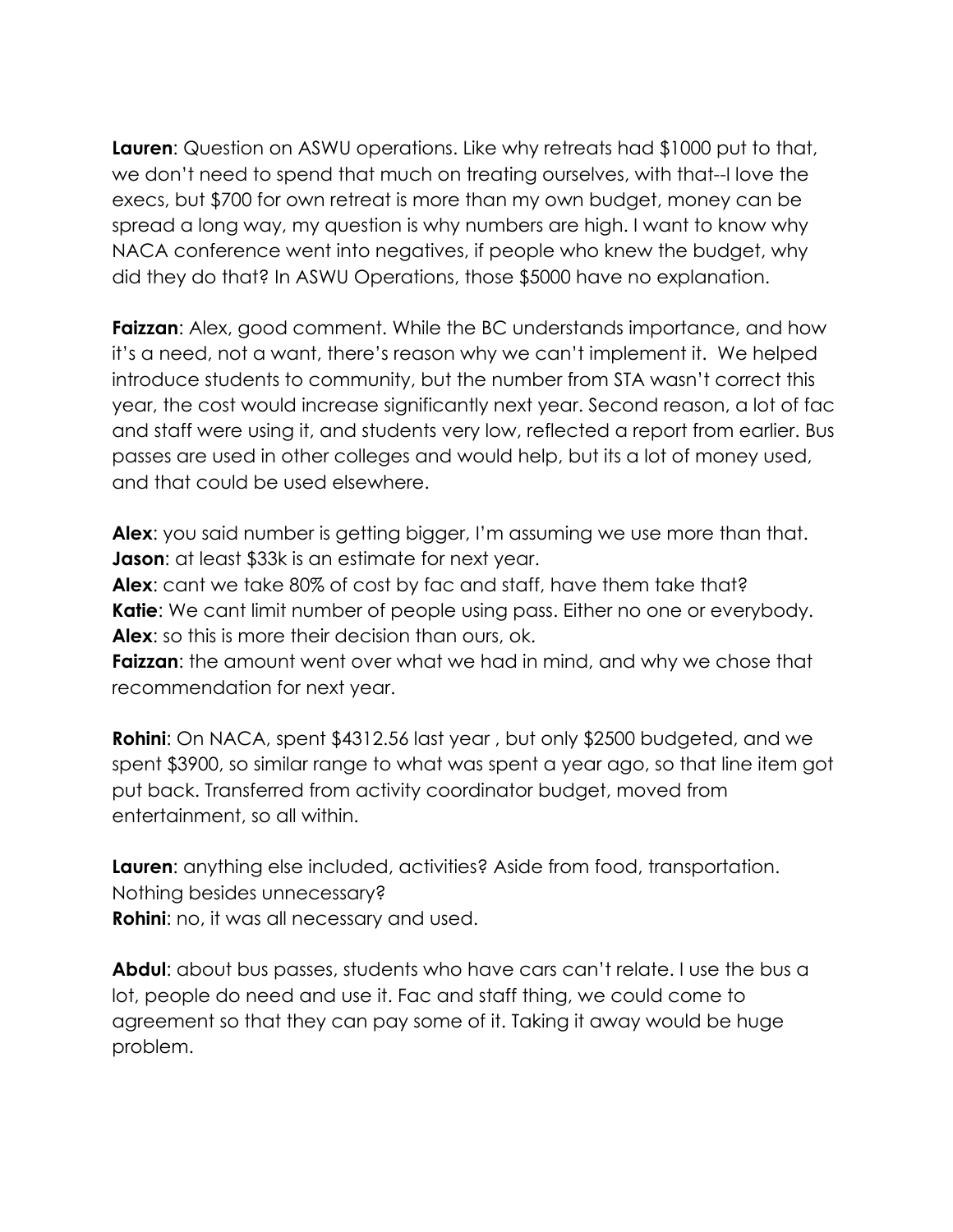**Lauren**: Question on ASWU operations. Like why retreats had $1000 put to that, we don't need to spend that much on treating ourselves, with that--I love the execs, but $700 for own retreat is more than my own budget, money can be spread a long way, my question is why numbers are high. I want to know why NACA conference went into negatives, if people who knew the budget, why did they do that? In ASWU Operations, those $5000 have no explanation.

**Faizzan**: Alex, good comment. While the BC understands importance, and how it's a need, not a want, there's reason why we can't implement it. We helped introduce students to community, but the number from STA wasn't correct this year, the cost would increase significantly next year. Second reason, a lot of fac and staff were using it, and students very low, reflected a report from earlier. Bus passes are used in other colleges and would help, but its a lot of money used, and that could be used elsewhere.

**Alex**: you said number is getting bigger, I'm assuming we use more than that.
**Jason**: at least $33k is an estimate for next year.
**Alex**: cant we take 80% of cost by fac and staff, have them take that?
**Katie**: We cant limit number of people using pass. Either no one or everybody.
**Alex**: so this is more their decision than ours, ok.
**Faizzan**: the amount went over what we had in mind, and why we chose that recommendation for next year.

**Rohini**: On NACA, spent $4312.56 last year , but only $2500 budgeted, and we spent $3900, so similar range to what was spent a year ago, so that line item got put back. Transferred from activity coordinator budget, moved from entertainment, so all within.

**Lauren**: anything else included, activities? Aside from food, transportation. Nothing besides unnecessary?
**Rohini**: no, it was all necessary and used.

**Abdul**: about bus passes, students who have cars can't relate. I use the bus a lot, people do need and use it. Fac and staff thing, we could come to agreement so that they can pay some of it. Taking it away would be huge problem.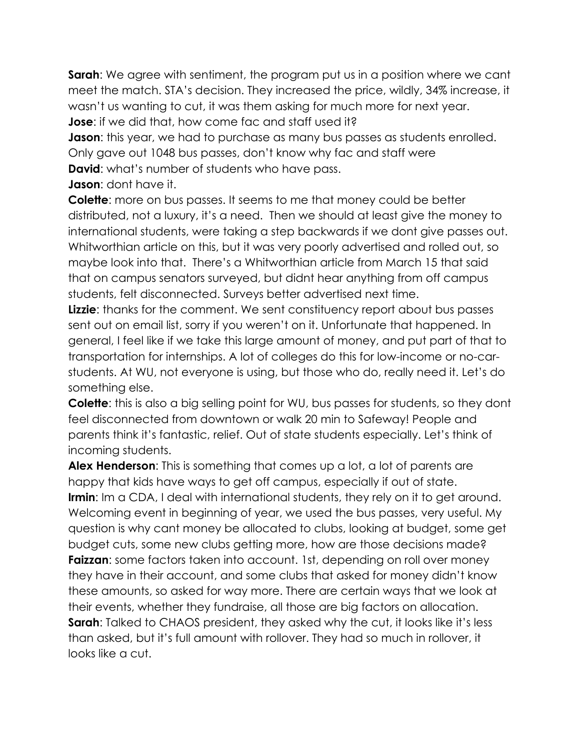**Sarah**: We agree with sentiment, the program put us in a position where we cant meet the match. STA's decision. They increased the price, wildly, 34% increase, it wasn't us wanting to cut, it was them asking for much more for next year.

**Jose**: if we did that, how come fac and staff used it?

**Jason**: this year, we had to purchase as many bus passes as students enrolled. Only gave out 1048 bus passes, don't know why fac and staff were

**David**: what's number of students who have pass.

**Jason**: dont have it.

**Colette**: more on bus passes. It seems to me that money could be better distributed, not a luxury, it's a need. Then we should at least give the money to international students, were taking a step backwards if we dont give passes out. Whitworthian article on this, but it was very poorly advertised and rolled out, so maybe look into that. There's a Whitworthian article from March 15 that said that on campus senators surveyed, but didnt hear anything from off campus students, felt disconnected. Surveys better advertised next time.

**Lizzie**: thanks for the comment. We sent constituency report about bus passes sent out on email list, sorry if you weren't on it. Unfortunate that happened. In general, I feel like if we take this large amount of money, and put part of that to transportation for internships. A lot of colleges do this for low-income or no-car-students. At WU, not everyone is using, but those who do, really need it. Let's do something else.

**Colette**: this is also a big selling point for WU, bus passes for students, so they dont feel disconnected from downtown or walk 20 min to Safeway! People and parents think it's fantastic, relief. Out of state students especially. Let's think of incoming students.

**Alex Henderson**: This is something that comes up a lot, a lot of parents are happy that kids have ways to get off campus, especially if out of state.

**Irmin**: Im a CDA, I deal with international students, they rely on it to get around. Welcoming event in beginning of year, we used the bus passes, very useful. My question is why cant money be allocated to clubs, looking at budget, some get budget cuts, some new clubs getting more, how are those decisions made?

**Faizzan**: some factors taken into account. 1st, depending on roll over money they have in their account, and some clubs that asked for money didn't know these amounts, so asked for way more. There are certain ways that we look at their events, whether they fundraise, all those are big factors on allocation.

**Sarah**: Talked to CHAOS president, they asked why the cut, it looks like it's less than asked, but it's full amount with rollover. They had so much in rollover, it looks like a cut.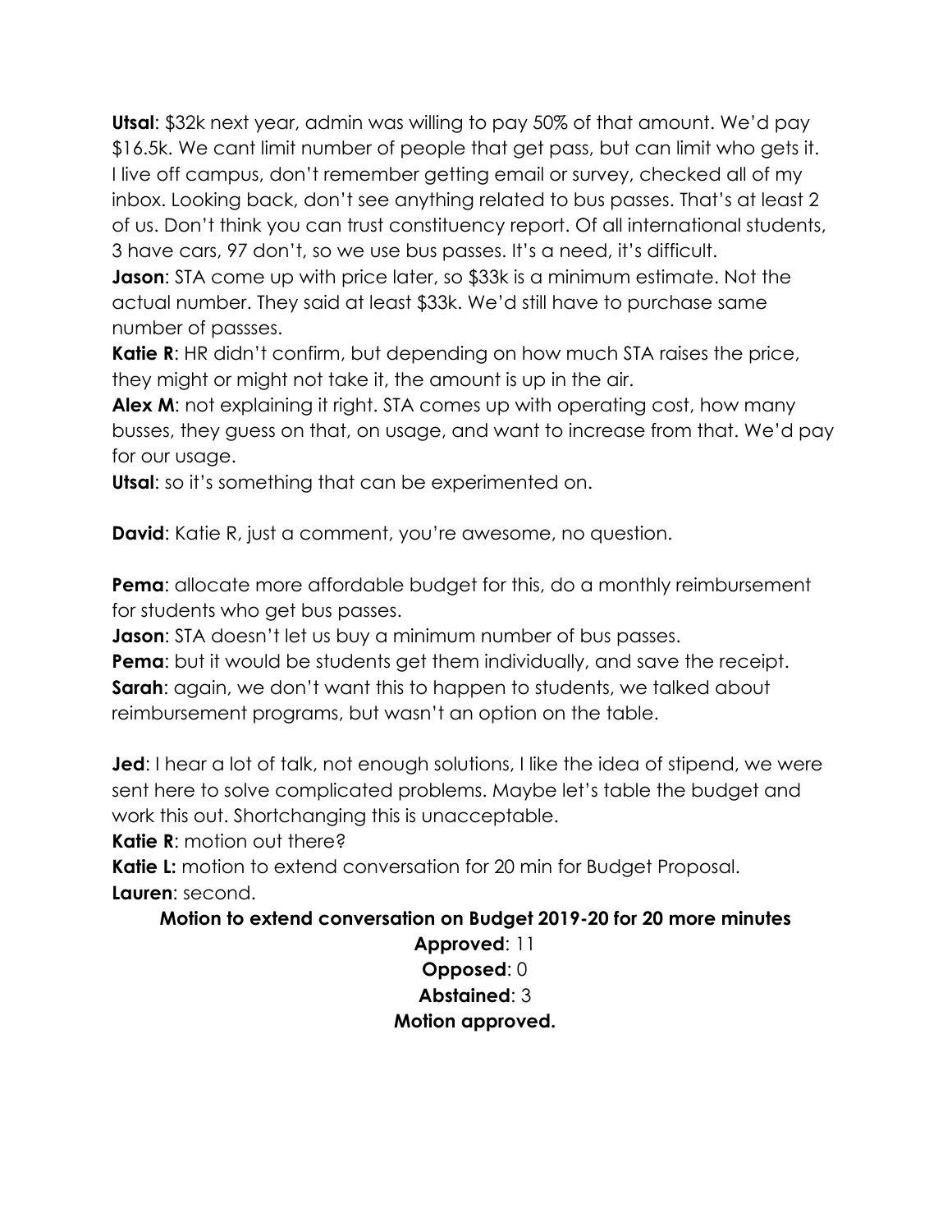**Utsal**: $32k next year, admin was willing to pay 50% of that amount. We'd pay $16.5k. We cant limit number of people that get pass, but can limit who gets it. I live off campus, don't remember getting email or survey, checked all of my inbox. Looking back, don't see anything related to bus passes. That's at least 2 of us. Don't think you can trust constituency report. Of all international students, 3 have cars, 97 don't, so we use bus passes. It's a need, it's difficult.

**Jason**: STA come up with price later, so $33k is a minimum estimate. Not the actual number. They said at least $33k. We'd still have to purchase same number of passses.

**Katie R**: HR didn't confirm, but depending on how much STA raises the price, they might or might not take it, the amount is up in the air.

**Alex M**: not explaining it right. STA comes up with operating cost, how many busses, they guess on that, on usage, and want to increase from that. We'd pay for our usage.

**Utsal**: so it's something that can be experimented on.

**David**: Katie R, just a comment, you're awesome, no question.

**Pema**: allocate more affordable budget for this, do a monthly reimbursement for students who get bus passes.

**Jason**: STA doesn't let us buy a minimum number of bus passes.

**Pema**: but it would be students get them individually, and save the receipt.

**Sarah**: again, we don't want this to happen to students, we talked about reimbursement programs, but wasn't an option on the table.

**Jed**: I hear a lot of talk, not enough solutions, I like the idea of stipend, we were sent here to solve complicated problems. Maybe let's table the budget and work this out. Shortchanging this is unacceptable.

**Katie R**: motion out there?

**Katie L:** motion to extend conversation for 20 min for Budget Proposal.

**Lauren**: second.

**Motion to extend conversation on Budget 2019-20 for 20 more minutes**

**Approved**: 11

**Opposed**: 0

**Abstained**: 3

**Motion approved.**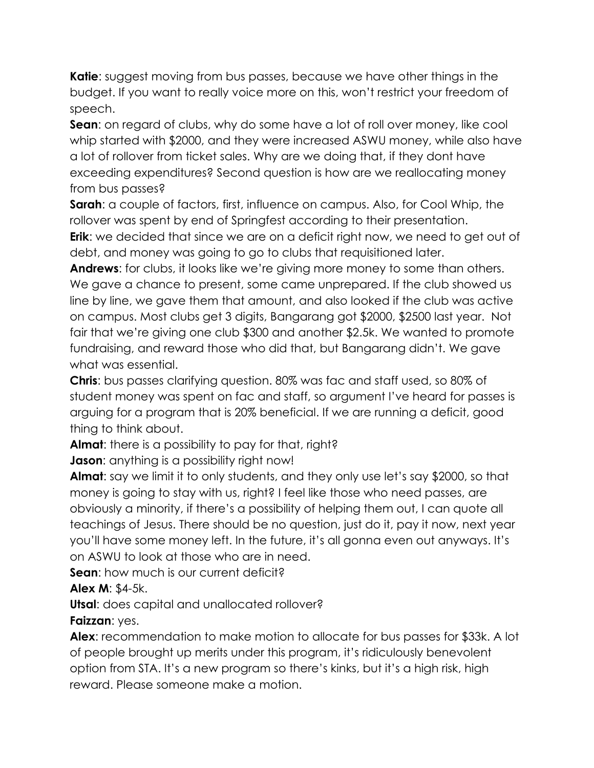**Katie**: suggest moving from bus passes, because we have other things in the budget. If you want to really voice more on this, won't restrict your freedom of speech.

**Sean**: on regard of clubs, why do some have a lot of roll over money, like cool whip started with $2000, and they were increased ASWU money, while also have a lot of rollover from ticket sales. Why are we doing that, if they dont have exceeding expenditures? Second question is how are we reallocating money from bus passes?

**Sarah**: a couple of factors, first, influence on campus. Also, for Cool Whip, the rollover was spent by end of Springfest according to their presentation.

**Erik**: we decided that since we are on a deficit right now, we need to get out of debt, and money was going to go to clubs that requisitioned later.

**Andrews**: for clubs, it looks like we're giving more money to some than others. We gave a chance to present, some came unprepared. If the club showed us line by line, we gave them that amount, and also looked if the club was active on campus. Most clubs get 3 digits, Bangarang got $2000, $2500 last year. Not fair that we're giving one club $300 and another $2.5k. We wanted to promote fundraising, and reward those who did that, but Bangarang didn't. We gave what was essential.

**Chris**: bus passes clarifying question. 80% was fac and staff used, so 80% of student money was spent on fac and staff, so argument I've heard for passes is arguing for a program that is 20% beneficial. If we are running a deficit, good thing to think about.

**Almat**: there is a possibility to pay for that, right?

**Jason**: anything is a possibility right now!

**Almat**: say we limit it to only students, and they only use let's say $2000, so that money is going to stay with us, right? I feel like those who need passes, are obviously a minority, if there's a possibility of helping them out, I can quote all teachings of Jesus. There should be no question, just do it, pay it now, next year you'll have some money left. In the future, it's all gonna even out anyways. It's on ASWU to look at those who are in need.

**Sean**: how much is our current deficit?

**Alex M**: $4-5k.

**Utsal**: does capital and unallocated rollover?

**Faizzan**: yes.

**Alex**: recommendation to make motion to allocate for bus passes for $33k. A lot of people brought up merits under this program, it's ridiculously benevolent option from STA. It's a new program so there's kinks, but it's a high risk, high reward. Please someone make a motion.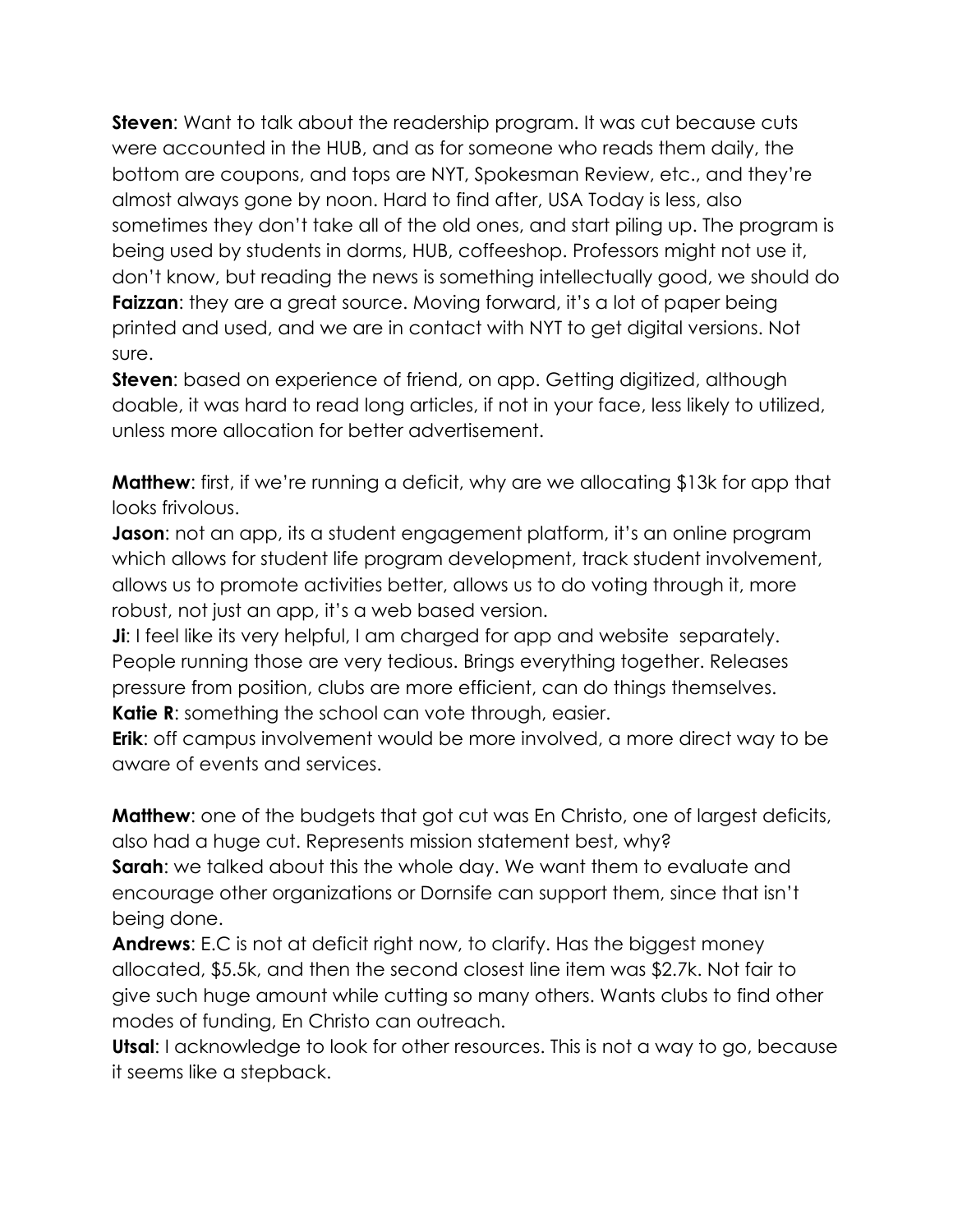**Steven**: Want to talk about the readership program. It was cut because cuts were accounted in the HUB, and as for someone who reads them daily, the bottom are coupons, and tops are NYT, Spokesman Review, etc., and they're almost always gone by noon. Hard to find after, USA Today is less, also sometimes they don't take all of the old ones, and start piling up. The program is being used by students in dorms, HUB, coffeeshop. Professors might not use it, don't know, but reading the news is something intellectually good, we should do

**Faizzan**: they are a great source. Moving forward, it's a lot of paper being printed and used, and we are in contact with NYT to get digital versions. Not sure.

**Steven**: based on experience of friend, on app. Getting digitized, although doable, it was hard to read long articles, if not in your face, less likely to utilized, unless more allocation for better advertisement.

**Matthew**: first, if we're running a deficit, why are we allocating $13k for app that looks frivolous.

**Jason**: not an app, its a student engagement platform, it's an online program which allows for student life program development, track student involvement, allows us to promote activities better, allows us to do voting through it, more robust, not just an app, it's a web based version.

**Ji**: I feel like its very helpful, I am charged for app and website separately. People running those are very tedious. Brings everything together. Releases pressure from position, clubs are more efficient, can do things themselves.

**Katie R**: something the school can vote through, easier.

**Erik**: off campus involvement would be more involved, a more direct way to be aware of events and services.

**Matthew**: one of the budgets that got cut was En Christo, one of largest deficits, also had a huge cut. Represents mission statement best, why?

**Sarah**: we talked about this the whole day. We want them to evaluate and encourage other organizations or Dornsife can support them, since that isn't being done.

**Andrews**: E.C is not at deficit right now, to clarify. Has the biggest money allocated, $5.5k, and then the second closest line item was $2.7k. Not fair to give such huge amount while cutting so many others. Wants clubs to find other modes of funding, En Christo can outreach.

**Utsal**: I acknowledge to look for other resources. This is not a way to go, because it seems like a stepback.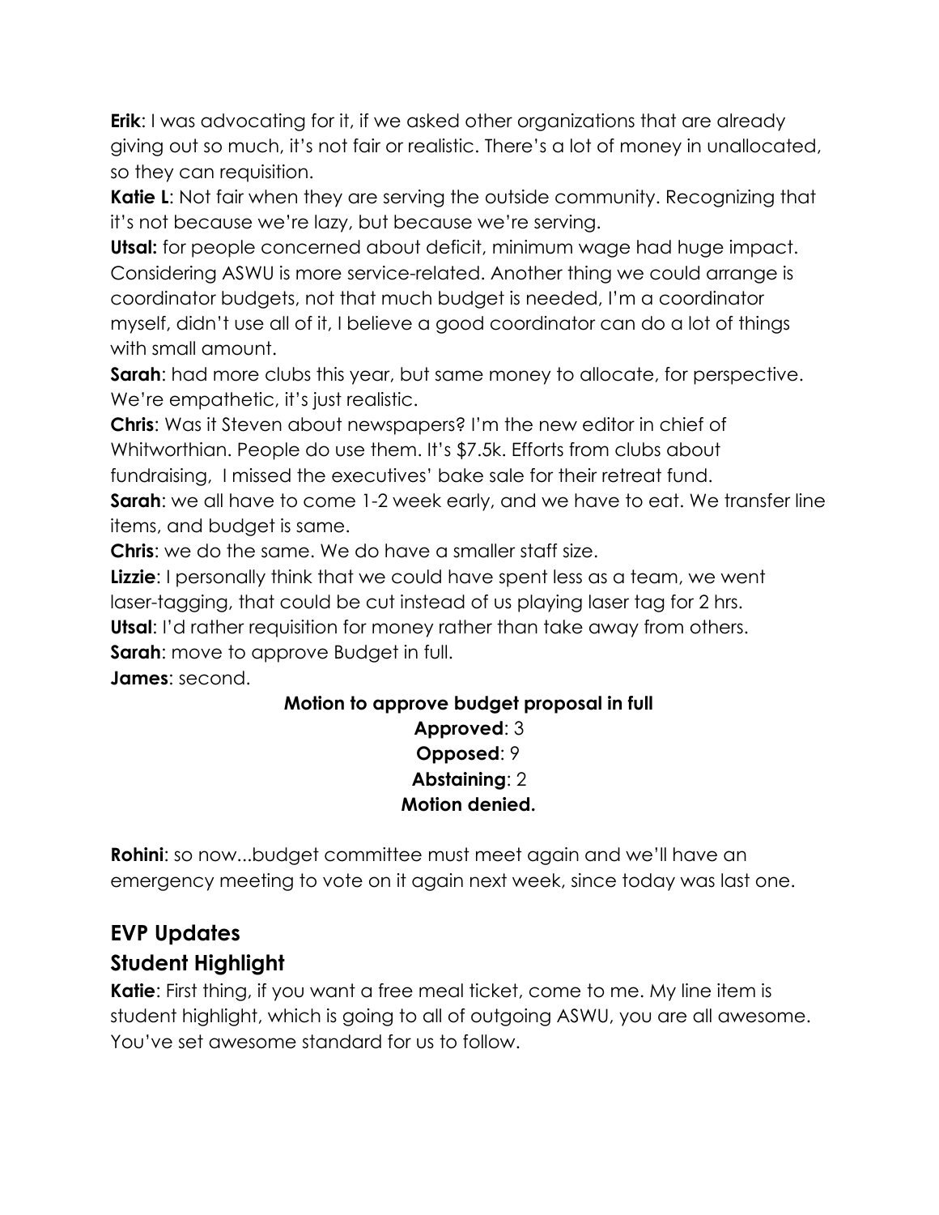**Erik**: I was advocating for it, if we asked other organizations that are already giving out so much, it's not fair or realistic. There's a lot of money in unallocated, so they can requisition.

**Katie L**: Not fair when they are serving the outside community. Recognizing that it's not because we're lazy, but because we're serving.

**Utsal:** for people concerned about deficit, minimum wage had huge impact. Considering ASWU is more service-related. Another thing we could arrange is coordinator budgets, not that much budget is needed, I'm a coordinator myself, didn't use all of it, I believe a good coordinator can do a lot of things with small amount.

**Sarah**: had more clubs this year, but same money to allocate, for perspective. We're empathetic, it's just realistic.

**Chris**: Was it Steven about newspapers? I'm the new editor in chief of Whitworthian. People do use them. It's $7.5k. Efforts from clubs about fundraising, I missed the executives' bake sale for their retreat fund.

**Sarah**: we all have to come 1-2 week early, and we have to eat. We transfer line items, and budget is same.

**Chris**: we do the same. We do have a smaller staff size.

**Lizzie**: I personally think that we could have spent less as a team, we went laser-tagging, that could be cut instead of us playing laser tag for 2 hrs.

**Utsal**: I'd rather requisition for money rather than take away from others.

**Sarah**: move to approve Budget in full.

**James**: second.

**Motion to approve budget proposal in full**

**Approved**: 3

**Opposed**: 9

**Abstaining**: 2

**Motion denied.**

**Rohini**: so now...budget committee must meet again and we'll have an emergency meeting to vote on it again next week, since today was last one.

## EVP Updates

## Student Highlight

**Katie**: First thing, if you want a free meal ticket, come to me. My line item is student highlight, which is going to all of outgoing ASWU, you are all awesome. You've set awesome standard for us to follow.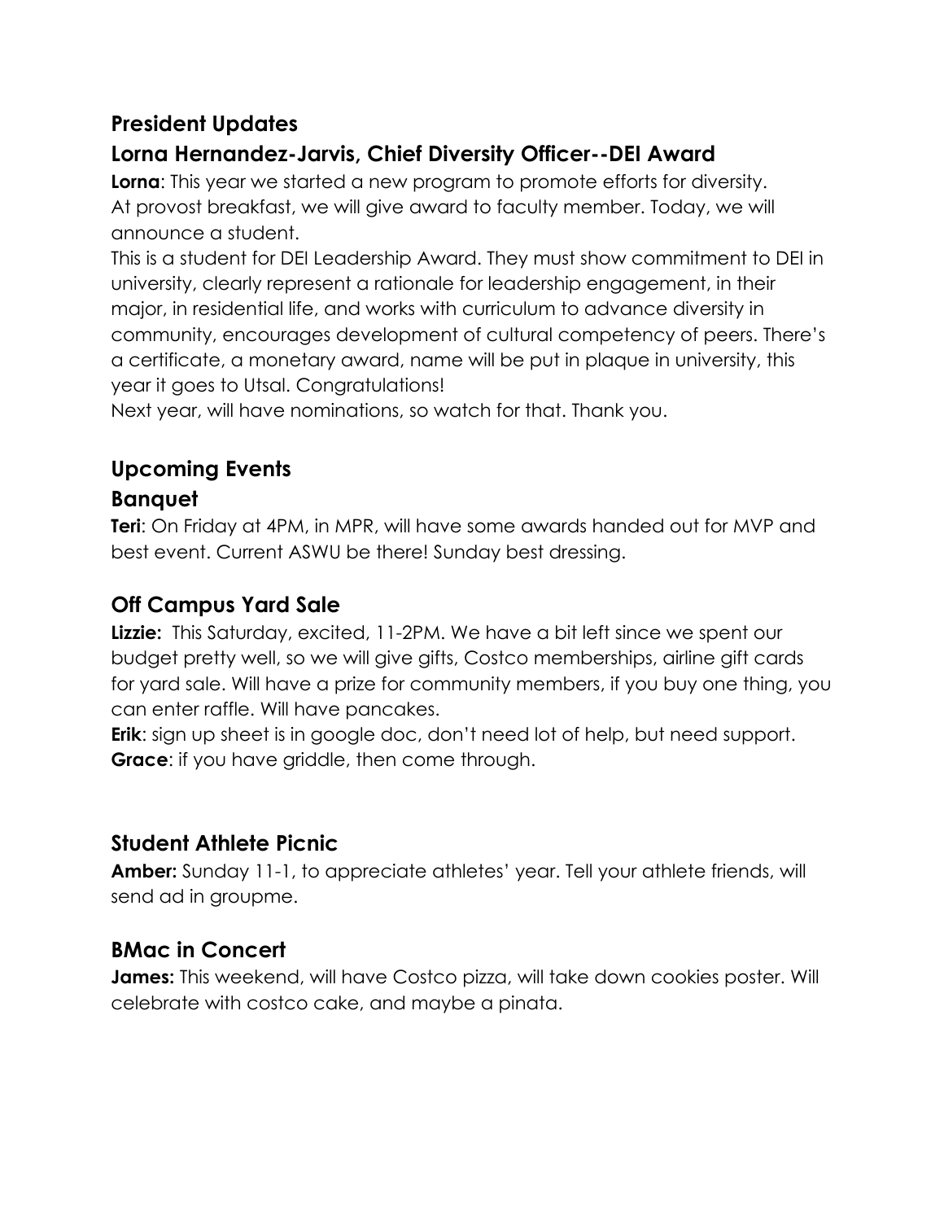## President Updates

### Lorna Hernandez-Jarvis, Chief Diversity Officer--DEI Award

**Lorna**: This year we started a new program to promote efforts for diversity. At provost breakfast, we will give award to faculty member. Today, we will announce a student.

This is a student for DEI Leadership Award. They must show commitment to DEI in university, clearly represent a rationale for leadership engagement, in their major, in residential life, and works with curriculum to advance diversity in community, encourages development of cultural competency of peers. There's a certificate, a monetary award, name will be put in plaque in university, this year it goes to Utsal. Congratulations!

Next year, will have nominations, so watch for that. Thank you.

## Upcoming Events

### Banquet

**Teri**: On Friday at 4PM, in MPR, will have some awards handed out for MVP and best event. Current ASWU be there! Sunday best dressing.

### Off Campus Yard Sale

**Lizzie:** This Saturday, excited, 11-2PM. We have a bit left since we spent our budget pretty well, so we will give gifts, Costco memberships, airline gift cards for yard sale. Will have a prize for community members, if you buy one thing, you can enter raffle. Will have pancakes.

**Erik**: sign up sheet is in google doc, don't need lot of help, but need support.

**Grace**: if you have griddle, then come through.

### Student Athlete Picnic

**Amber:** Sunday 11-1, to appreciate athletes' year. Tell your athlete friends, will send ad in groupme.

### BMac in Concert

**James:** This weekend, will have Costco pizza, will take down cookies poster. Will celebrate with costco cake, and maybe a pinata.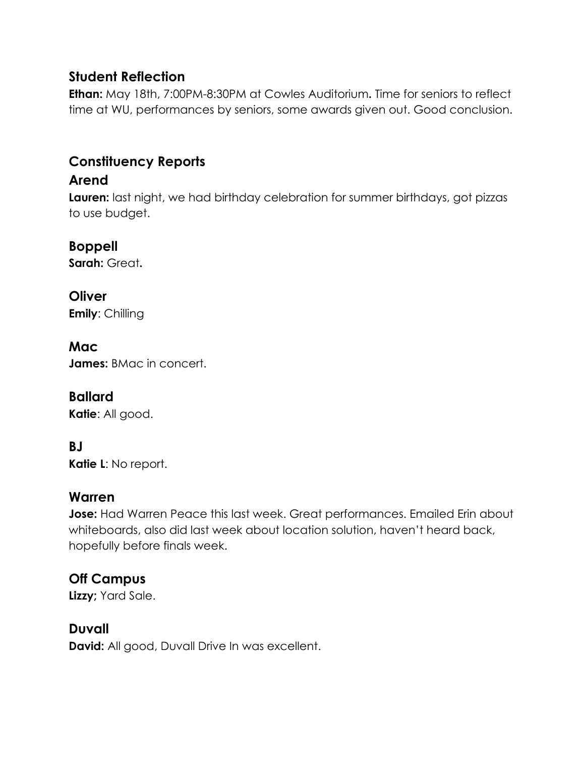## Student Reflection

**Ethan:** May 18th, 7:00PM-8:30PM at Cowles Auditorium**.** Time for seniors to reflect time at WU, performances by seniors, some awards given out. Good conclusion.

## Constituency Reports

### Arend

**Lauren:** last night, we had birthday celebration for summer birthdays, got pizzas to use budget.

### Boppell

**Sarah:** Great**.**

### Oliver

**Emily**: Chilling

### Mac

**James:** BMac in concert.

### Ballard

**Katie**: All good.

### BJ

**Katie L**: No report.

### Warren

**Jose:** Had Warren Peace this last week. Great performances. Emailed Erin about whiteboards, also did last week about location solution, haven't heard back, hopefully before finals week.

### Off Campus

**Lizzy;** Yard Sale.

### Duvall

**David:** All good, Duvall Drive In was excellent.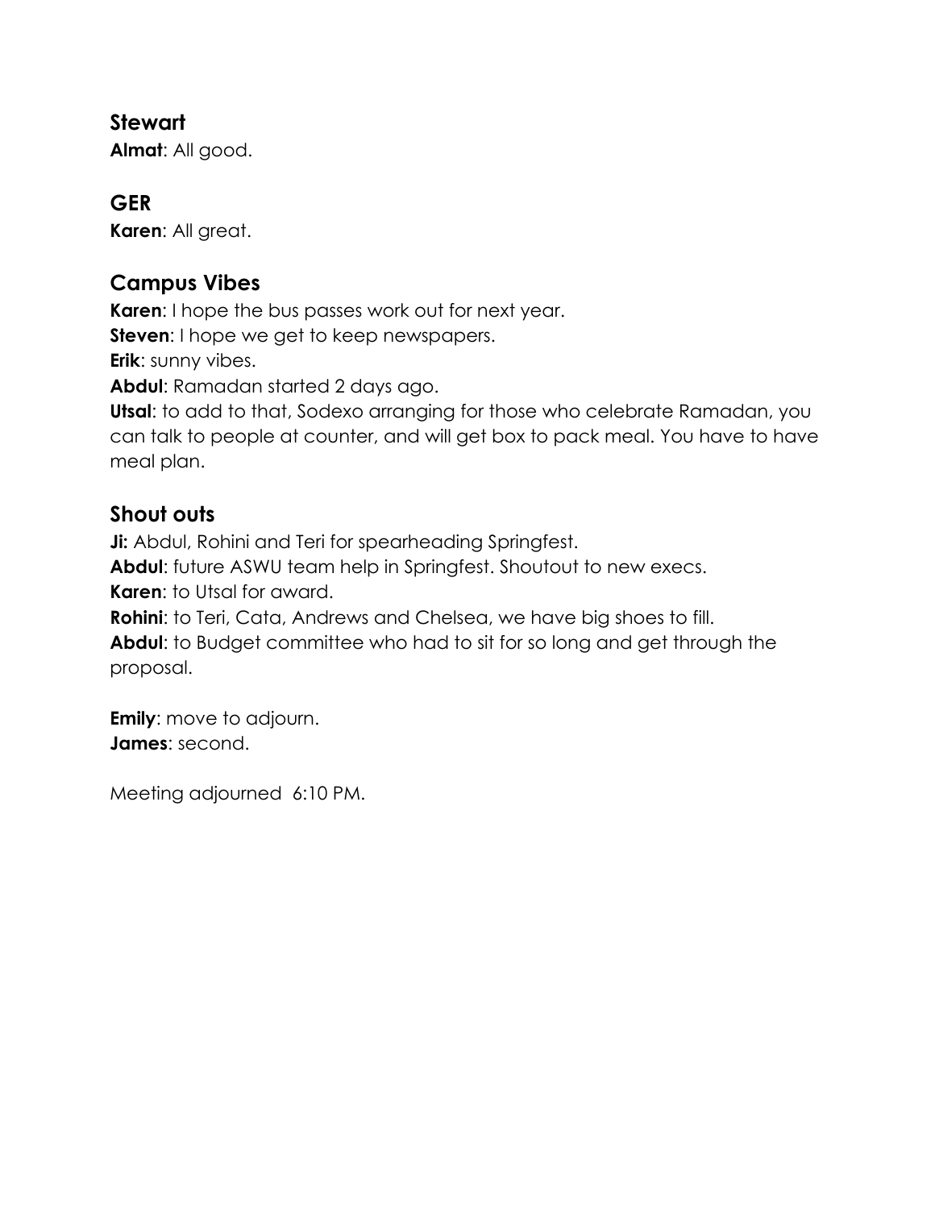### Stewart

**Almat**: All good.

### GER

**Karen**: All great.

### Campus Vibes

**Karen**: I hope the bus passes work out for next year.
**Steven**: I hope we get to keep newspapers.
**Erik**: sunny vibes.
**Abdul**: Ramadan started 2 days ago.
**Utsal**: to add to that, Sodexo arranging for those who celebrate Ramadan, you can talk to people at counter, and will get box to pack meal. You have to have meal plan.

### Shout outs

**Ji:** Abdul, Rohini and Teri for spearheading Springfest.
**Abdul**: future ASWU team help in Springfest. Shoutout to new execs.
**Karen**: to Utsal for award.
**Rohini**: to Teri, Cata, Andrews and Chelsea, we have big shoes to fill.
**Abdul**: to Budget committee who had to sit for so long and get through the proposal.

**Emily**: move to adjourn.
**James**: second.

Meeting adjourned 6:10 PM.